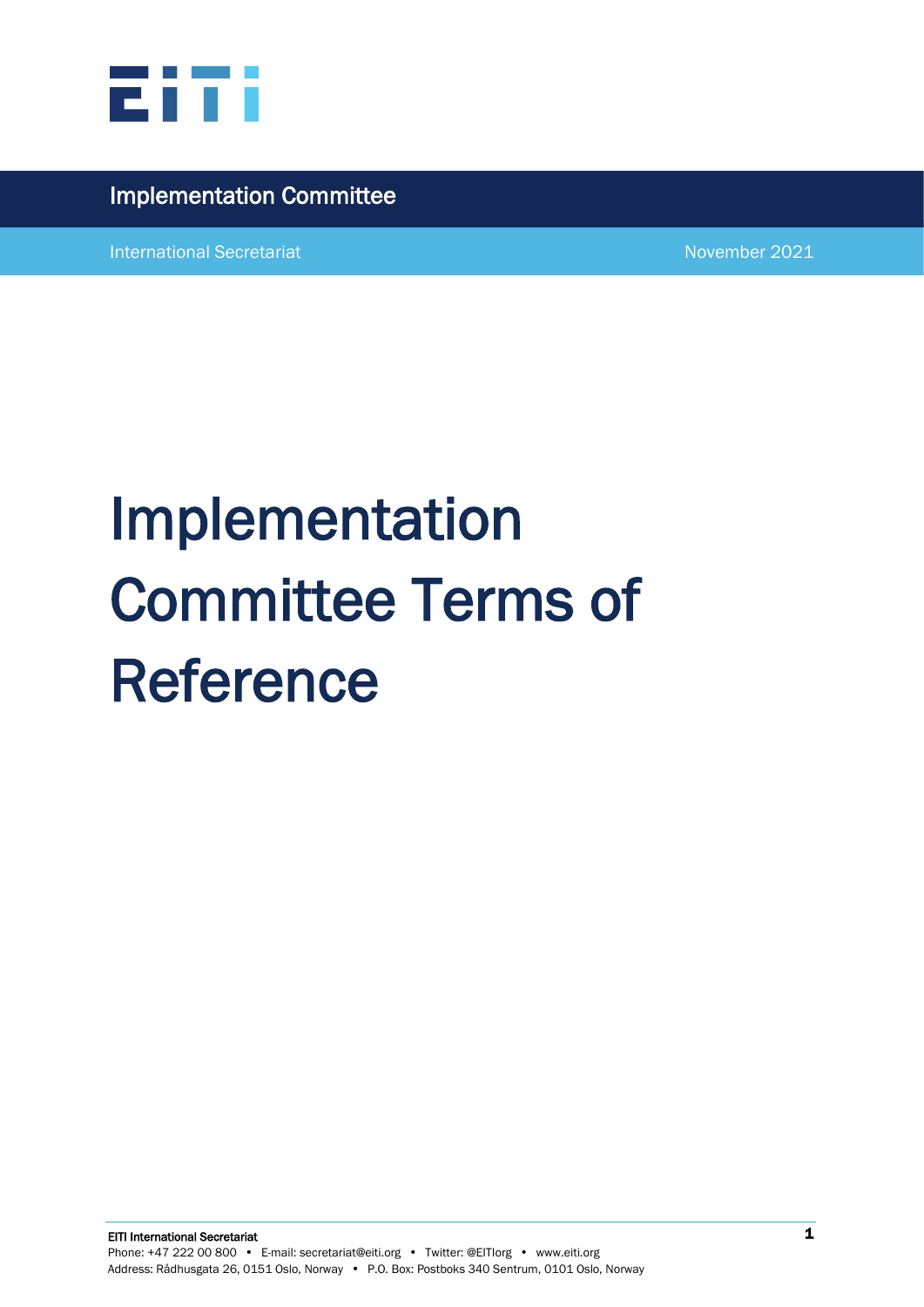Implementation Committee

International Secretariat

November 2021

# Implementation Committee Terms of Reference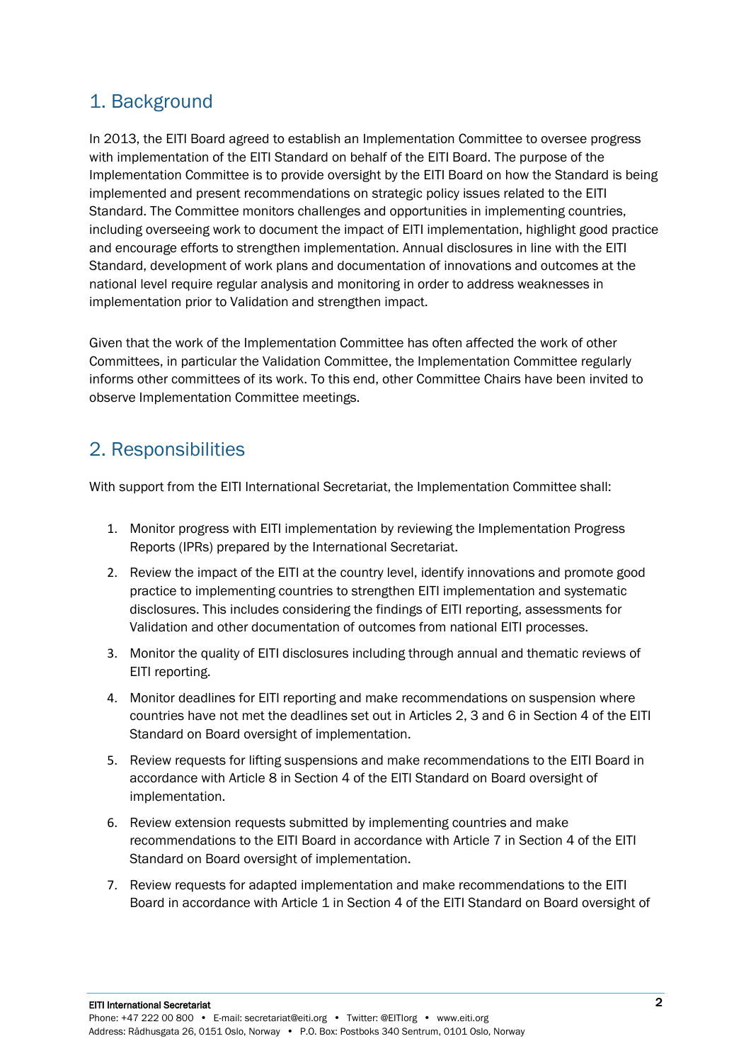## 1. Background

In 2013, the EITI Board agreed to establish an Implementation Committee to oversee progress with implementation of the EITI Standard on behalf of the EITI Board. The purpose of the Implementation Committee is to provide oversight by the EITI Board on how the Standard is being implemented and present recommendations on strategic policy issues related to the EITI Standard. The Committee monitors challenges and opportunities in implementing countries, including overseeing work to document the impact of EITI implementation, highlight good practice and encourage efforts to strengthen implementation. Annual disclosures in line with the EITI Standard, development of work plans and documentation of innovations and outcomes at the national level require regular analysis and monitoring in order to address weaknesses in implementation prior to Validation and strengthen impact.

Given that the work of the Implementation Committee has often affected the work of other Committees, in particular the Validation Committee, the Implementation Committee regularly informs other committees of its work. To this end, other Committee Chairs have been invited to observe Implementation Committee meetings.

## 2. Responsibilities

With support from the EITI International Secretariat, the Implementation Committee shall:

1. Monitor progress with EITI implementation by reviewing the Implementation Progress Reports (IPRs) prepared by the International Secretariat.
2. Review the impact of the EITI at the country level, identify innovations and promote good practice to implementing countries to strengthen EITI implementation and systematic disclosures. This includes considering the findings of EITI reporting, assessments for Validation and other documentation of outcomes from national EITI processes.
3. Monitor the quality of EITI disclosures including through annual and thematic reviews of EITI reporting.
4. Monitor deadlines for EITI reporting and make recommendations on suspension where countries have not met the deadlines set out in Articles 2, 3 and 6 in Section 4 of the EITI Standard on Board oversight of implementation.
5. Review requests for lifting suspensions and make recommendations to the EITI Board in accordance with Article 8 in Section 4 of the EITI Standard on Board oversight of implementation.
6. Review extension requests submitted by implementing countries and make recommendations to the EITI Board in accordance with Article 7 in Section 4 of the EITI Standard on Board oversight of implementation.
7. Review requests for adapted implementation and make recommendations to the EITI Board in accordance with Article 1 in Section 4 of the EITI Standard on Board oversight of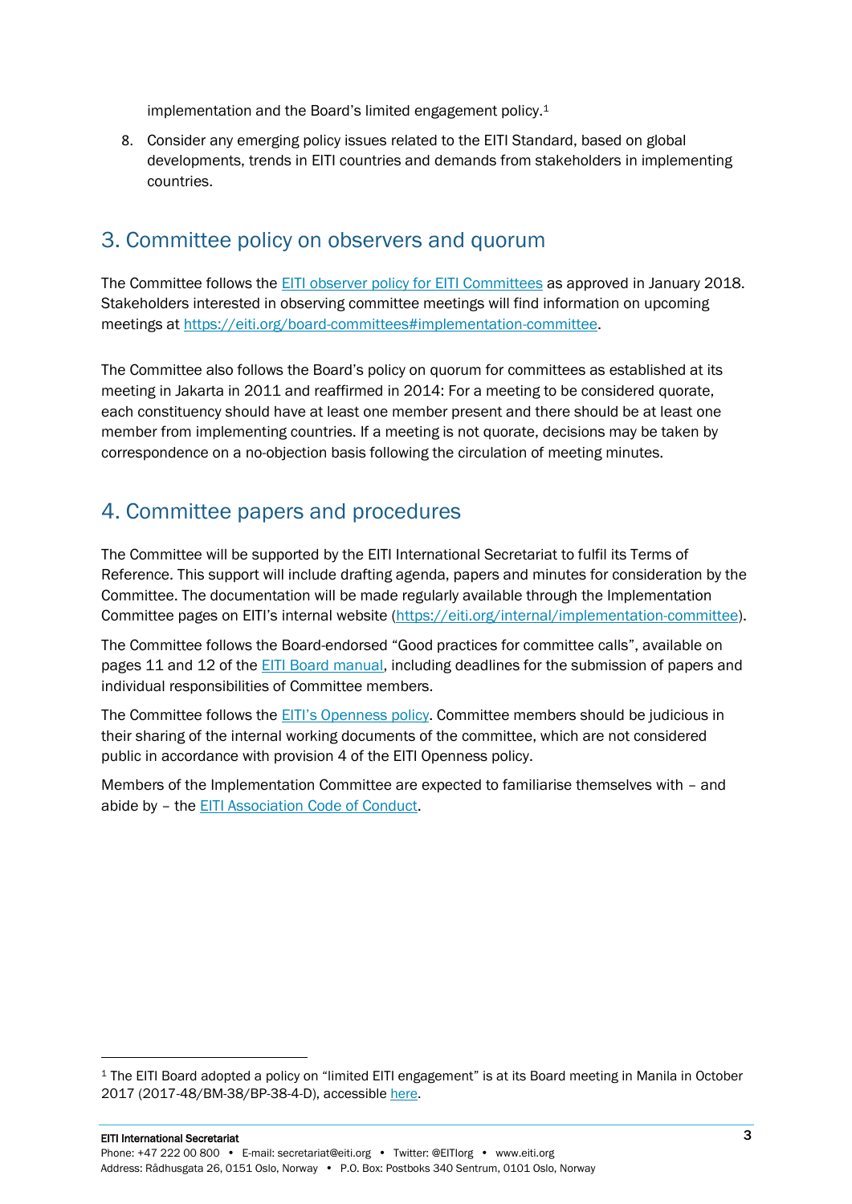implementation and the Board's limited engagement policy.[1]

8. Consider any emerging policy issues related to the EITI Standard, based on global developments, trends in EITI countries and demands from stakeholders in implementing countries.

## 3. Committee policy on observers and quorum

The Committee follows the [EITI observer policy for EITI Committees] as approved in January 2018. Stakeholders interested in observing committee meetings will find information on upcoming meetings at https://eiti.org/board-committees#implementation-committee.

The Committee also follows the Board's policy on quorum for committees as established at its meeting in Jakarta in 2011 and reaffirmed in 2014: For a meeting to be considered quorate, each constituency should have at least one member present and there should be at least one member from implementing countries. If a meeting is not quorate, decisions may be taken by correspondence on a no-objection basis following the circulation of meeting minutes.

## 4. Committee papers and procedures

The Committee will be supported by the EITI International Secretariat to fulfil its Terms of Reference. This support will include drafting agenda, papers and minutes for consideration by the Committee. The documentation will be made regularly available through the Implementation Committee pages on EITI's internal website (https://eiti.org/internal/implementation-committee).

The Committee follows the Board-endorsed "Good practices for committee calls", available on pages 11 and 12 of the EITI Board manual, including deadlines for the submission of papers and individual responsibilities of Committee members.

The Committee follows the EITI's Openness policy. Committee members should be judicious in their sharing of the internal working documents of the committee, which are not considered public in accordance with provision 4 of the EITI Openness policy.

Members of the Implementation Committee are expected to familiarise themselves with – and abide by – the EITI Association Code of Conduct.

[1] The EITI Board adopted a policy on "limited EITI engagement" is at its Board meeting in Manila in October 2017 (2017-48/BM-38/BP-38-4-D), accessible here.